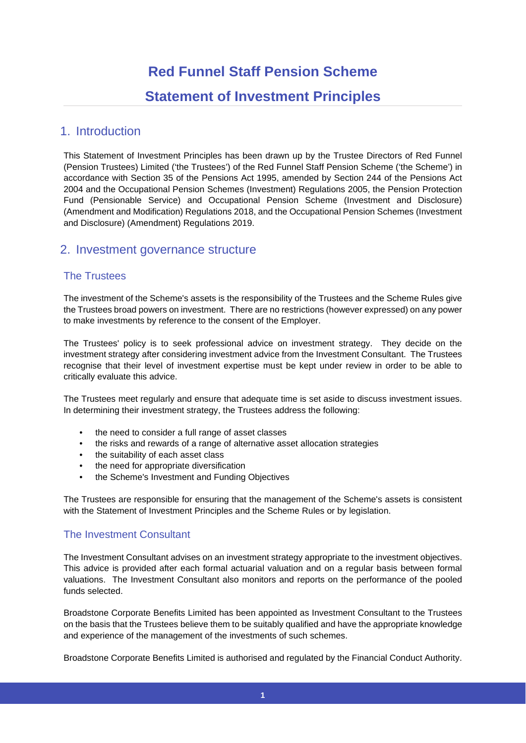# Red Funnel Staff Pension Scheme

# Statement of Investment Principles

## 1. Introduction

This Statement of Investment Principles has been drawn up by the Trustee Directors of Red Funnel (Pension Trustees) Limited ('the Trustees') of the Red Funnel Staff Pension Scheme ('the Scheme') in accordance with Section 35 of the Pensions Act 1995, amended by Section 244 of the Pensions Act 2004 and the Occupational Pension Schemes (Investment) Regulations 2005, the Pension Protection Fund (Pensionable Service) and Occupational Pension Scheme (Investment and Disclosure) (Amendment and Modification) Regulations 2018, and the Occupational Pension Schemes (Investment and Disclosure) (Amendment) Regulations 2019.

## 2. Investment governance structure

### The Trustees

The investment of the Scheme's assets is the responsibility of the Trustees and the Scheme Rules give the Trustees broad powers on investment. There are no restrictions (however expressed) on any power to make investments by reference to the consent of the Employer.

The Trustees' policy is to seek professional advice on investment strategy. They decide on the investment strategy after considering investment advice from the Investment Consultant. The Trustees recognise that their level of investment expertise must be kept under review in order to be able to critically evaluate this advice.

The Trustees meet regularly and ensure that adequate time is set aside to discuss investment issues. In determining their investment strategy, the Trustees address the following:

- the need to consider a full range of asset classes
- the risks and rewards of a range of alternative asset allocation strategies
- the suitability of each asset class
- the need for appropriate diversification
- the Scheme's Investment and Funding Objectives

The Trustees are responsible for ensuring that the management of the Scheme's assets is consistent with the Statement of Investment Principles and the Scheme Rules or by legislation.

### The Investment Consultant

The Investment Consultant advises on an investment strategy appropriate to the investment objectives. This advice is provided after each formal actuarial valuation and on a regular basis between formal valuations. The Investment Consultant also monitors and reports on the performance of the pooled funds selected.

Broadstone Corporate Benefits Limited has been appointed as Investment Consultant to the Trustees on the basis that the Trustees believe them to be suitably qualified and have the appropriate knowledge and experience of the management of the investments of such schemes.

Broadstone Corporate Benefits Limited is authorised and regulated by the Financial Conduct Authority.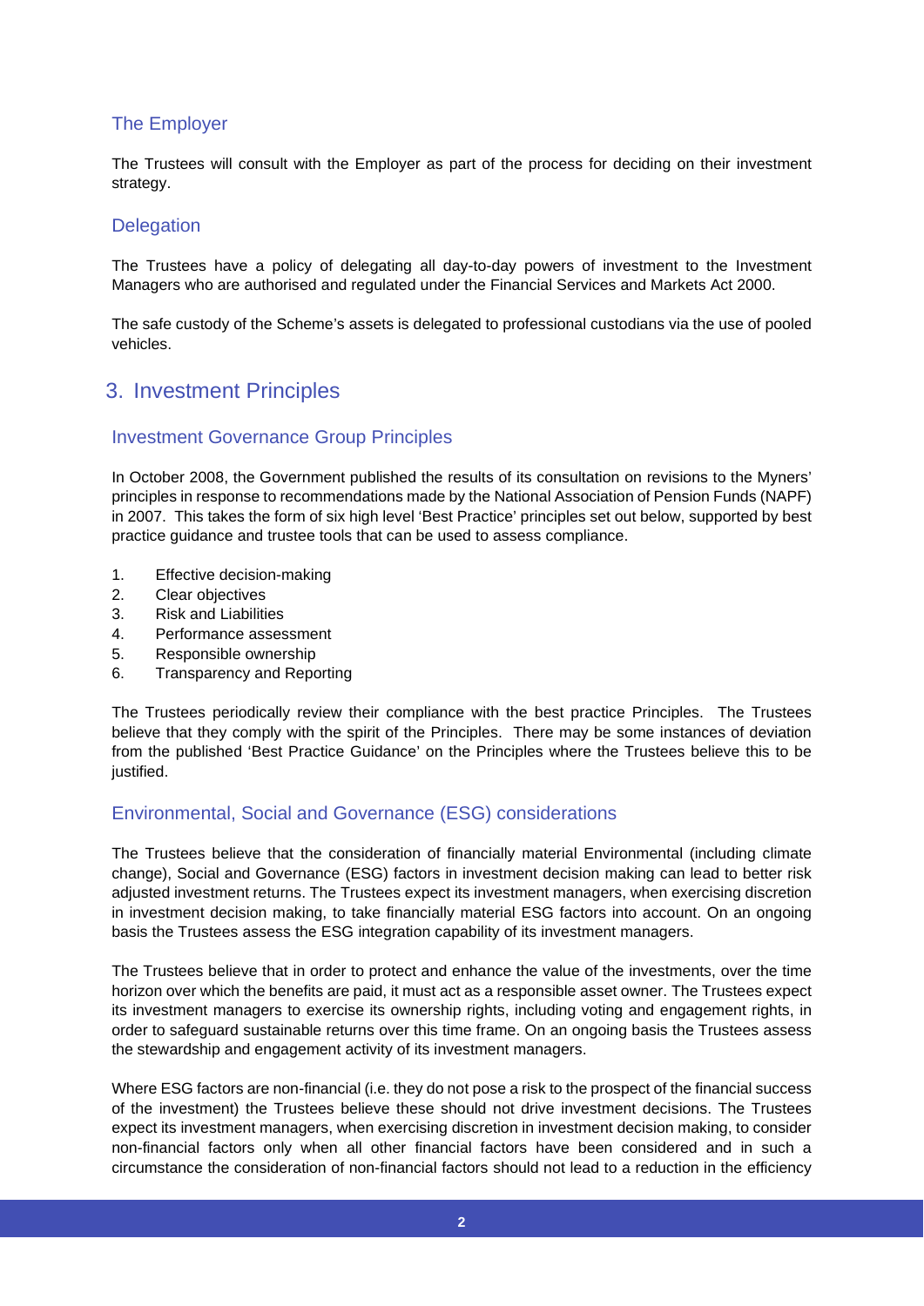### The Employer

The Trustees will consult with the Employer as part of the process for deciding on their investment strategy.

### Delegation

The Trustees have a policy of delegating all day-to-day powers of investment to the Investment Managers who are authorised and regulated under the Financial Services and Markets Act 2000.

The safe custody of the Scheme's assets is delegated to professional custodians via the use of pooled vehicles.

## 3. Investment Principles

### Investment Governance Group Principles

In October 2008, the Government published the results of its consultation on revisions to the Myners' principles in response to recommendations made by the National Association of Pension Funds (NAPF) in 2007. This takes the form of six high level 'Best Practice' principles set out below, supported by best practice guidance and trustee tools that can be used to assess compliance.

1. Effective decision-making
2. Clear objectives
3. Risk and Liabilities
4. Performance assessment
5. Responsible ownership
6. Transparency and Reporting

The Trustees periodically review their compliance with the best practice Principles. The Trustees believe that they comply with the spirit of the Principles. There may be some instances of deviation from the published 'Best Practice Guidance' on the Principles where the Trustees believe this to be justified.

### Environmental, Social and Governance (ESG) considerations

The Trustees believe that the consideration of financially material Environmental (including climate change), Social and Governance (ESG) factors in investment decision making can lead to better risk adjusted investment returns. The Trustees expect its investment managers, when exercising discretion in investment decision making, to take financially material ESG factors into account. On an ongoing basis the Trustees assess the ESG integration capability of its investment managers.

The Trustees believe that in order to protect and enhance the value of the investments, over the time horizon over which the benefits are paid, it must act as a responsible asset owner. The Trustees expect its investment managers to exercise its ownership rights, including voting and engagement rights, in order to safeguard sustainable returns over this time frame. On an ongoing basis the Trustees assess the stewardship and engagement activity of its investment managers.

Where ESG factors are non-financial (i.e. they do not pose a risk to the prospect of the financial success of the investment) the Trustees believe these should not drive investment decisions. The Trustees expect its investment managers, when exercising discretion in investment decision making, to consider non-financial factors only when all other financial factors have been considered and in such a circumstance the consideration of non-financial factors should not lead to a reduction in the efficiency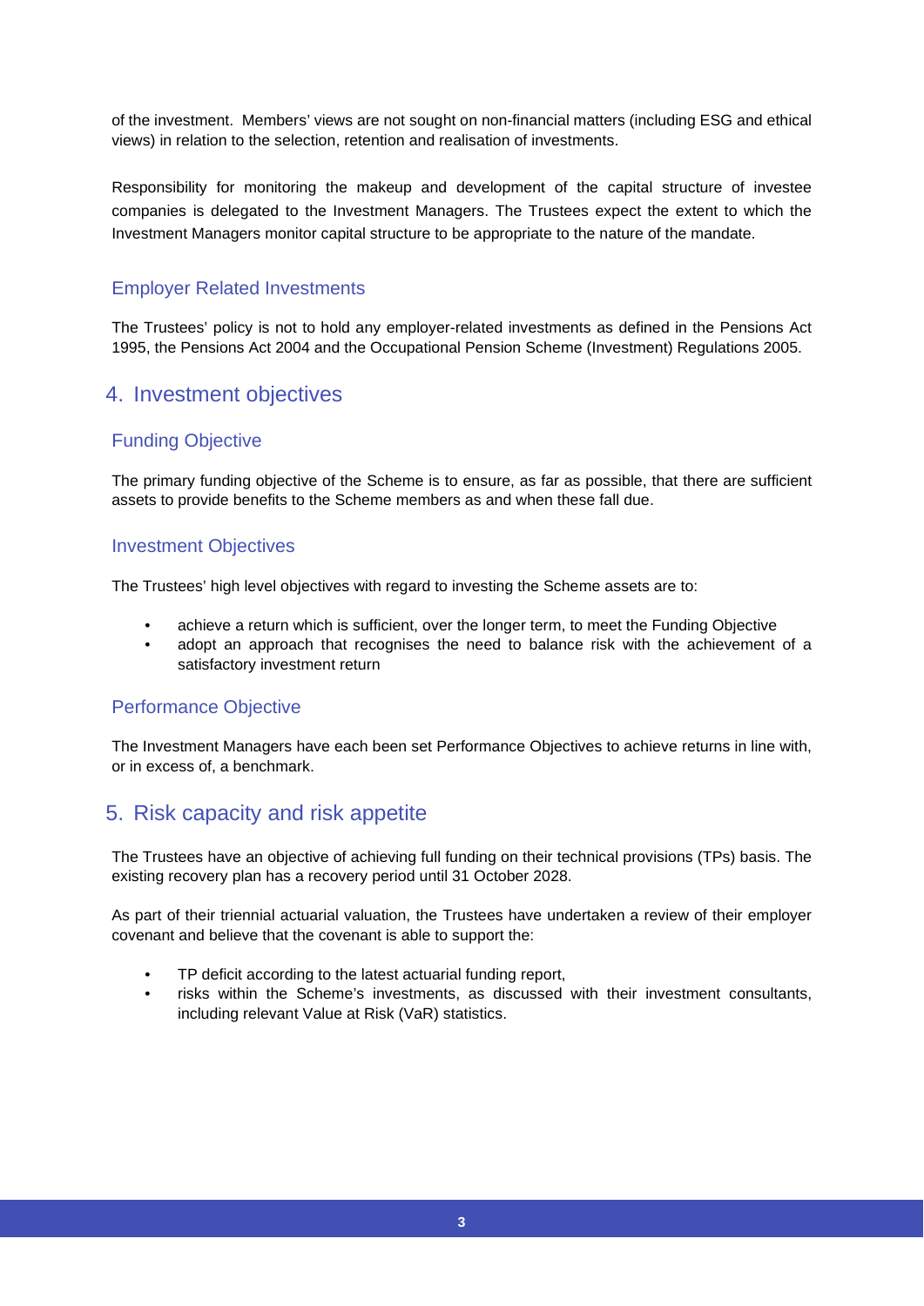of the investment. Members' views are not sought on non-financial matters (including ESG and ethical views) in relation to the selection, retention and realisation of investments.

Responsibility for monitoring the makeup and development of the capital structure of investee companies is delegated to the Investment Managers. The Trustees expect the extent to which the Investment Managers monitor capital structure to be appropriate to the nature of the mandate.

### Employer Related Investments

The Trustees' policy is not to hold any employer-related investments as defined in the Pensions Act 1995, the Pensions Act 2004 and the Occupational Pension Scheme (Investment) Regulations 2005.

## 4. Investment objectives

### Funding Objective

The primary funding objective of the Scheme is to ensure, as far as possible, that there are sufficient assets to provide benefits to the Scheme members as and when these fall due.

### Investment Objectives

The Trustees' high level objectives with regard to investing the Scheme assets are to:

- achieve a return which is sufficient, over the longer term, to meet the Funding Objective
- adopt an approach that recognises the need to balance risk with the achievement of a satisfactory investment return

### Performance Objective

The Investment Managers have each been set Performance Objectives to achieve returns in line with, or in excess of, a benchmark.

## 5. Risk capacity and risk appetite

The Trustees have an objective of achieving full funding on their technical provisions (TPs) basis. The existing recovery plan has a recovery period until 31 October 2028.

As part of their triennial actuarial valuation, the Trustees have undertaken a review of their employer covenant and believe that the covenant is able to support the:

- TP deficit according to the latest actuarial funding report,
- risks within the Scheme's investments, as discussed with their investment consultants, including relevant Value at Risk (VaR) statistics.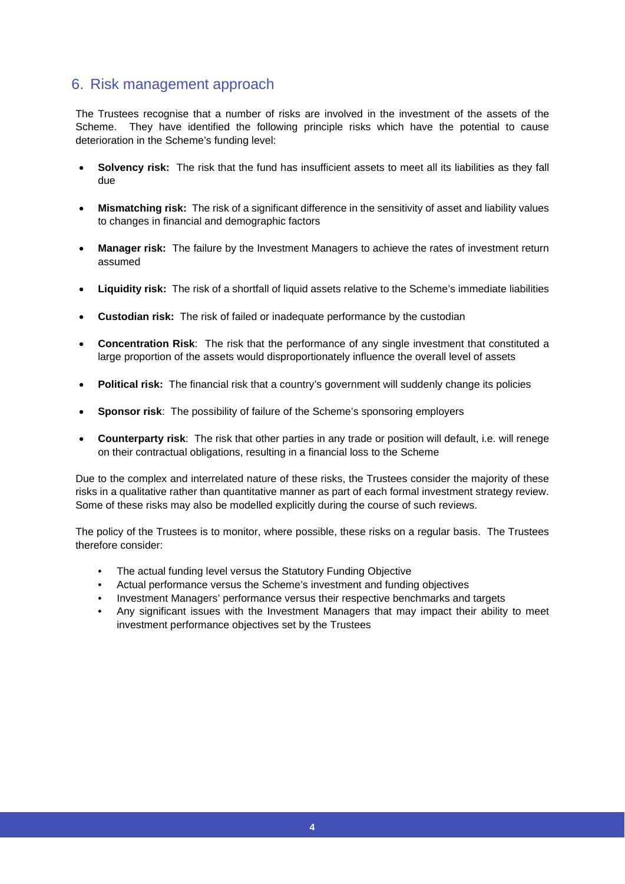## 6. Risk management approach

The Trustees recognise that a number of risks are involved in the investment of the assets of the Scheme. They have identified the following principle risks which have the potential to cause deterioration in the Scheme's funding level:

- **Solvency risk:** The risk that the fund has insufficient assets to meet all its liabilities as they fall due
- **Mismatching risk:** The risk of a significant difference in the sensitivity of asset and liability values to changes in financial and demographic factors
- **Manager risk:** The failure by the Investment Managers to achieve the rates of investment return assumed
- **Liquidity risk:** The risk of a shortfall of liquid assets relative to the Scheme's immediate liabilities
- **Custodian risk:** The risk of failed or inadequate performance by the custodian
- **Concentration Risk**: The risk that the performance of any single investment that constituted a large proportion of the assets would disproportionately influence the overall level of assets
- **Political risk:** The financial risk that a country's government will suddenly change its policies
- **Sponsor risk**: The possibility of failure of the Scheme's sponsoring employers
- **Counterparty risk**: The risk that other parties in any trade or position will default, i.e. will renege on their contractual obligations, resulting in a financial loss to the Scheme

Due to the complex and interrelated nature of these risks, the Trustees consider the majority of these risks in a qualitative rather than quantitative manner as part of each formal investment strategy review. Some of these risks may also be modelled explicitly during the course of such reviews.

The policy of the Trustees is to monitor, where possible, these risks on a regular basis. The Trustees therefore consider:

- The actual funding level versus the Statutory Funding Objective
- Actual performance versus the Scheme's investment and funding objectives
- Investment Managers' performance versus their respective benchmarks and targets
- Any significant issues with the Investment Managers that may impact their ability to meet investment performance objectives set by the Trustees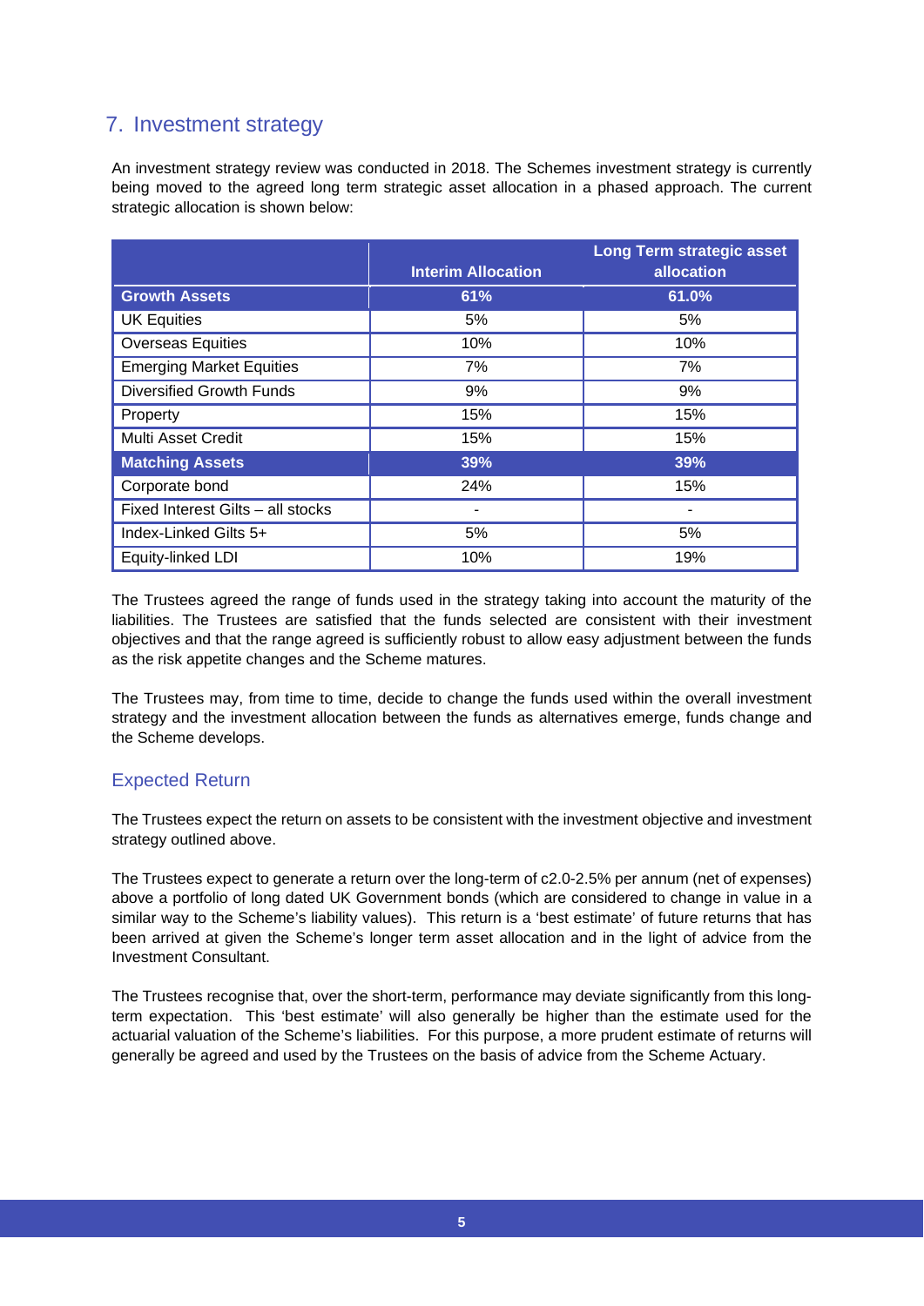## 7. Investment strategy

An investment strategy review was conducted in 2018. The Schemes investment strategy is currently being moved to the agreed long term strategic asset allocation in a phased approach. The current strategic allocation is shown below:

| | Interim Allocation | Long Term strategic asset allocation |
|---|---|---|
| **Growth Assets** | **61%** | **61.0%** |
| UK Equities | 5% | 5% |
| Overseas Equities | 10% | 10% |
| Emerging Market Equities | 7% | 7% |
| Diversified Growth Funds | 9% | 9% |
| Property | 15% | 15% |
| Multi Asset Credit | 15% | 15% |
| **Matching Assets** | **39%** | **39%** |
| Corporate bond | 24% | 15% |
| Fixed Interest Gilts – all stocks | - | - |
| Index-Linked Gilts 5+ | 5% | 5% |
| Equity-linked LDI | 10% | 19% |

The Trustees agreed the range of funds used in the strategy taking into account the maturity of the liabilities. The Trustees are satisfied that the funds selected are consistent with their investment objectives and that the range agreed is sufficiently robust to allow easy adjustment between the funds as the risk appetite changes and the Scheme matures.

The Trustees may, from time to time, decide to change the funds used within the overall investment strategy and the investment allocation between the funds as alternatives emerge, funds change and the Scheme develops.

### Expected Return

The Trustees expect the return on assets to be consistent with the investment objective and investment strategy outlined above.

The Trustees expect to generate a return over the long-term of c2.0-2.5% per annum (net of expenses) above a portfolio of long dated UK Government bonds (which are considered to change in value in a similar way to the Scheme's liability values). This return is a 'best estimate' of future returns that has been arrived at given the Scheme's longer term asset allocation and in the light of advice from the Investment Consultant.

The Trustees recognise that, over the short-term, performance may deviate significantly from this long-term expectation. This 'best estimate' will also generally be higher than the estimate used for the actuarial valuation of the Scheme's liabilities. For this purpose, a more prudent estimate of returns will generally be agreed and used by the Trustees on the basis of advice from the Scheme Actuary.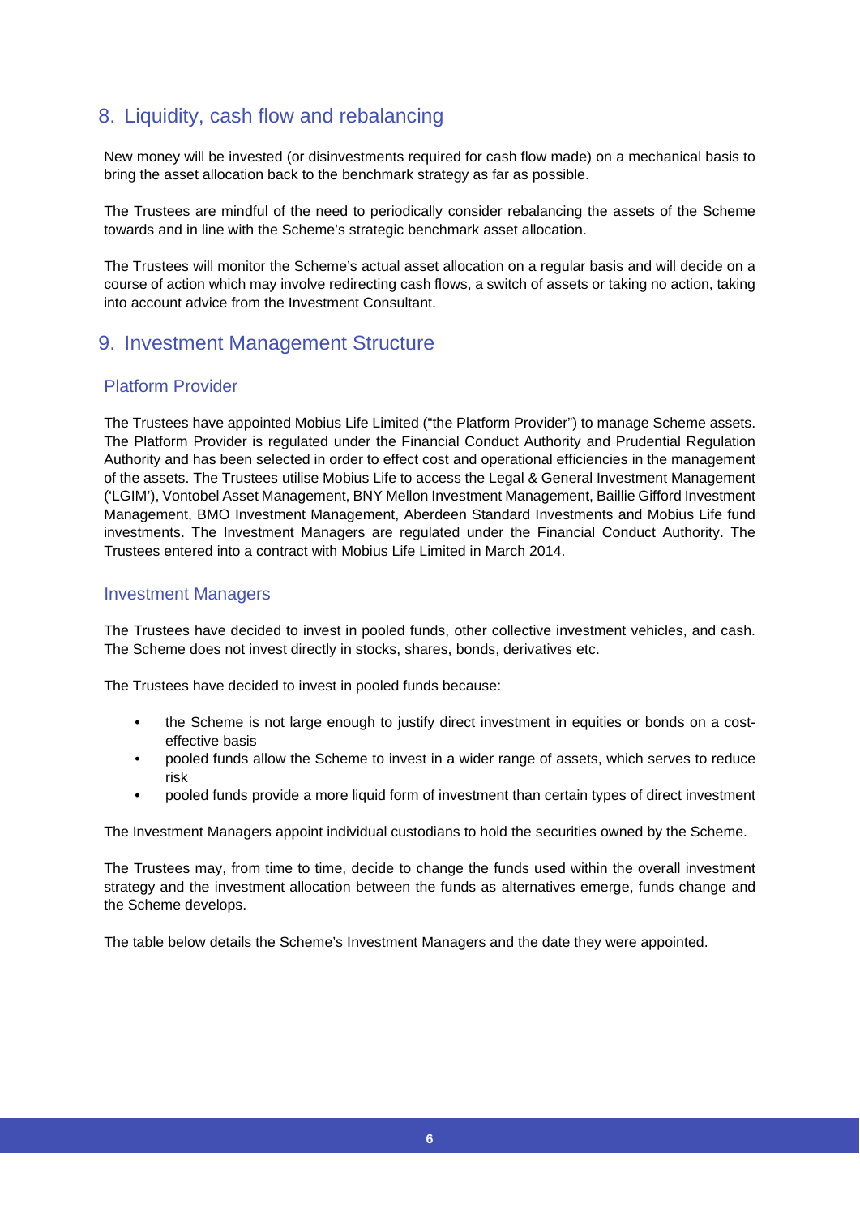## 8. Liquidity, cash flow and rebalancing

New money will be invested (or disinvestments required for cash flow made) on a mechanical basis to bring the asset allocation back to the benchmark strategy as far as possible.

The Trustees are mindful of the need to periodically consider rebalancing the assets of the Scheme towards and in line with the Scheme's strategic benchmark asset allocation.

The Trustees will monitor the Scheme's actual asset allocation on a regular basis and will decide on a course of action which may involve redirecting cash flows, a switch of assets or taking no action, taking into account advice from the Investment Consultant.

## 9. Investment Management Structure

### Platform Provider

The Trustees have appointed Mobius Life Limited ("the Platform Provider") to manage Scheme assets. The Platform Provider is regulated under the Financial Conduct Authority and Prudential Regulation Authority and has been selected in order to effect cost and operational efficiencies in the management of the assets. The Trustees utilise Mobius Life to access the Legal & General Investment Management ('LGIM'), Vontobel Asset Management, BNY Mellon Investment Management, Baillie Gifford Investment Management, BMO Investment Management, Aberdeen Standard Investments and Mobius Life fund investments. The Investment Managers are regulated under the Financial Conduct Authority. The Trustees entered into a contract with Mobius Life Limited in March 2014.

### Investment Managers

The Trustees have decided to invest in pooled funds, other collective investment vehicles, and cash. The Scheme does not invest directly in stocks, shares, bonds, derivatives etc.

The Trustees have decided to invest in pooled funds because:

- the Scheme is not large enough to justify direct investment in equities or bonds on a cost-effective basis
- pooled funds allow the Scheme to invest in a wider range of assets, which serves to reduce risk
- pooled funds provide a more liquid form of investment than certain types of direct investment

The Investment Managers appoint individual custodians to hold the securities owned by the Scheme.

The Trustees may, from time to time, decide to change the funds used within the overall investment strategy and the investment allocation between the funds as alternatives emerge, funds change and the Scheme develops.

The table below details the Scheme's Investment Managers and the date they were appointed.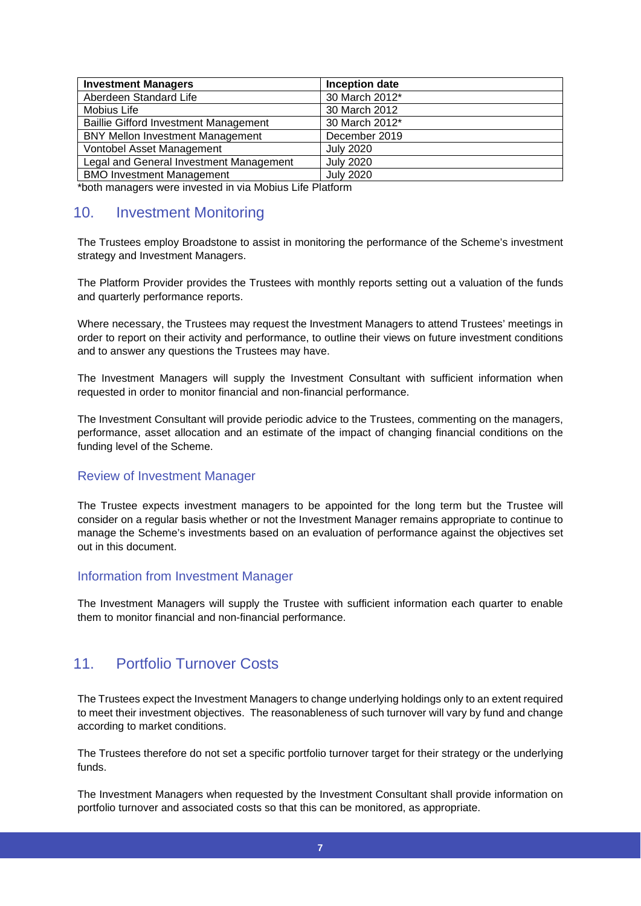| Investment Managers | Inception date |
| --- | --- |
| Aberdeen Standard Life | 30 March 2012* |
| Mobius Life | 30 March 2012 |
| Baillie Gifford Investment Management | 30 March 2012* |
| BNY Mellon Investment Management | December 2019 |
| Vontobel Asset Management | July 2020 |
| Legal and General Investment Management | July 2020 |
| BMO Investment Management | July 2020 |

*both managers were invested in via Mobius Life Platform

## 10. Investment Monitoring

The Trustees employ Broadstone to assist in monitoring the performance of the Scheme's investment strategy and Investment Managers.

The Platform Provider provides the Trustees with monthly reports setting out a valuation of the funds and quarterly performance reports.

Where necessary, the Trustees may request the Investment Managers to attend Trustees' meetings in order to report on their activity and performance, to outline their views on future investment conditions and to answer any questions the Trustees may have.

The Investment Managers will supply the Investment Consultant with sufficient information when requested in order to monitor financial and non-financial performance.

The Investment Consultant will provide periodic advice to the Trustees, commenting on the managers, performance, asset allocation and an estimate of the impact of changing financial conditions on the funding level of the Scheme.

### Review of Investment Manager

The Trustee expects investment managers to be appointed for the long term but the Trustee will consider on a regular basis whether or not the Investment Manager remains appropriate to continue to manage the Scheme's investments based on an evaluation of performance against the objectives set out in this document.

### Information from Investment Manager

The Investment Managers will supply the Trustee with sufficient information each quarter to enable them to monitor financial and non-financial performance.

## 11. Portfolio Turnover Costs

The Trustees expect the Investment Managers to change underlying holdings only to an extent required to meet their investment objectives. The reasonableness of such turnover will vary by fund and change according to market conditions.

The Trustees therefore do not set a specific portfolio turnover target for their strategy or the underlying funds.

The Investment Managers when requested by the Investment Consultant shall provide information on portfolio turnover and associated costs so that this can be monitored, as appropriate.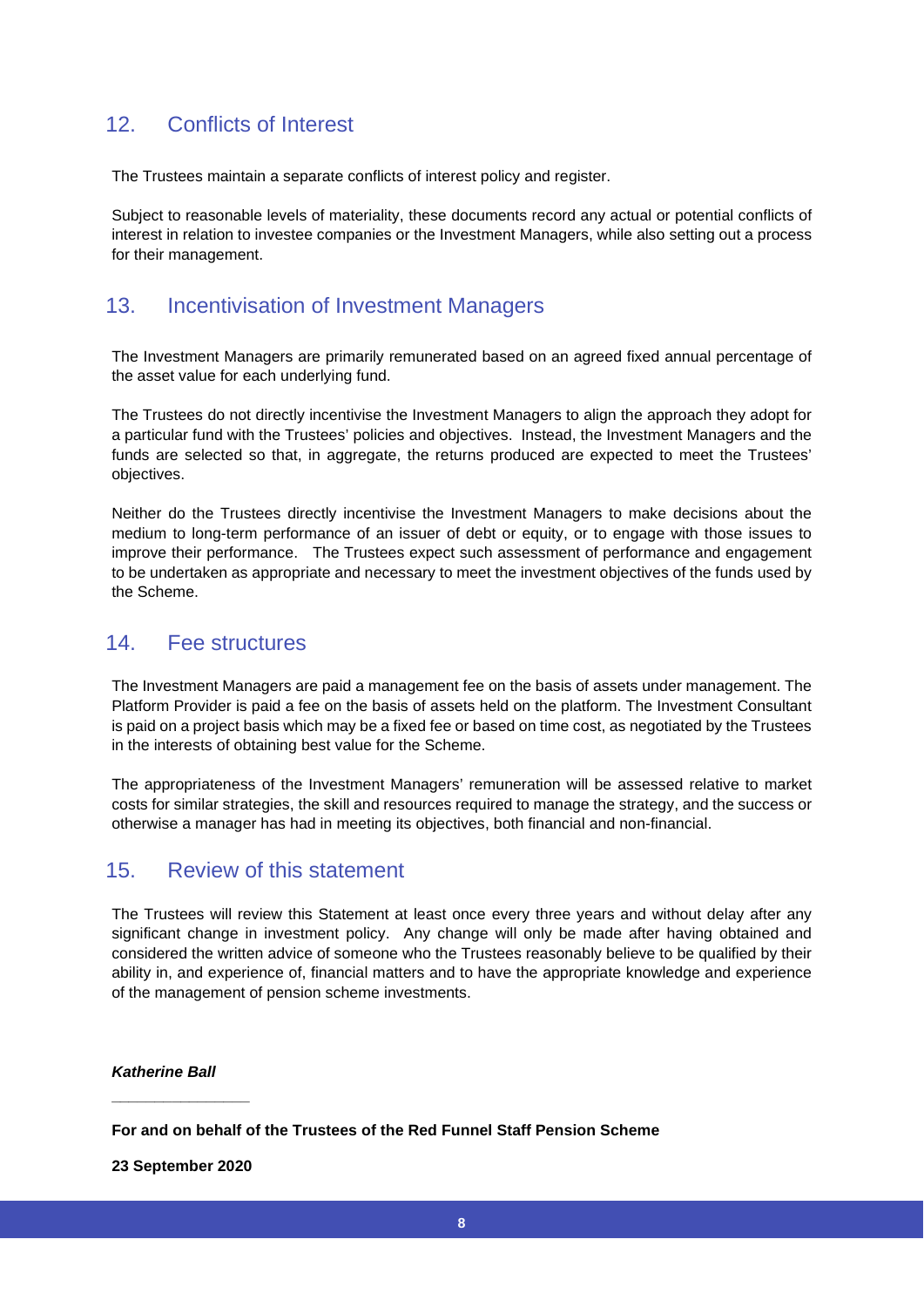## 12. Conflicts of Interest

The Trustees maintain a separate conflicts of interest policy and register.

Subject to reasonable levels of materiality, these documents record any actual or potential conflicts of interest in relation to investee companies or the Investment Managers, while also setting out a process for their management.

## 13. Incentivisation of Investment Managers

The Investment Managers are primarily remunerated based on an agreed fixed annual percentage of the asset value for each underlying fund.

The Trustees do not directly incentivise the Investment Managers to align the approach they adopt for a particular fund with the Trustees' policies and objectives. Instead, the Investment Managers and the funds are selected so that, in aggregate, the returns produced are expected to meet the Trustees' objectives.

Neither do the Trustees directly incentivise the Investment Managers to make decisions about the medium to long-term performance of an issuer of debt or equity, or to engage with those issues to improve their performance. The Trustees expect such assessment of performance and engagement to be undertaken as appropriate and necessary to meet the investment objectives of the funds used by the Scheme.

## 14. Fee structures

The Investment Managers are paid a management fee on the basis of assets under management. The Platform Provider is paid a fee on the basis of assets held on the platform. The Investment Consultant is paid on a project basis which may be a fixed fee or based on time cost, as negotiated by the Trustees in the interests of obtaining best value for the Scheme.

The appropriateness of the Investment Managers' remuneration will be assessed relative to market costs for similar strategies, the skill and resources required to manage the strategy, and the success or otherwise a manager has had in meeting its objectives, both financial and non-financial.

## 15. Review of this statement

The Trustees will review this Statement at least once every three years and without delay after any significant change in investment policy. Any change will only be made after having obtained and considered the written advice of someone who the Trustees reasonably believe to be qualified by their ability in, and experience of, financial matters and to have the appropriate knowledge and experience of the management of pension scheme investments.

***Katherine Ball***

\_\_\_\_\_\_\_\_\_\_\_\_\_\_\_\_

**For and on behalf of the Trustees of the Red Funnel Staff Pension Scheme**

**23 September 2020**